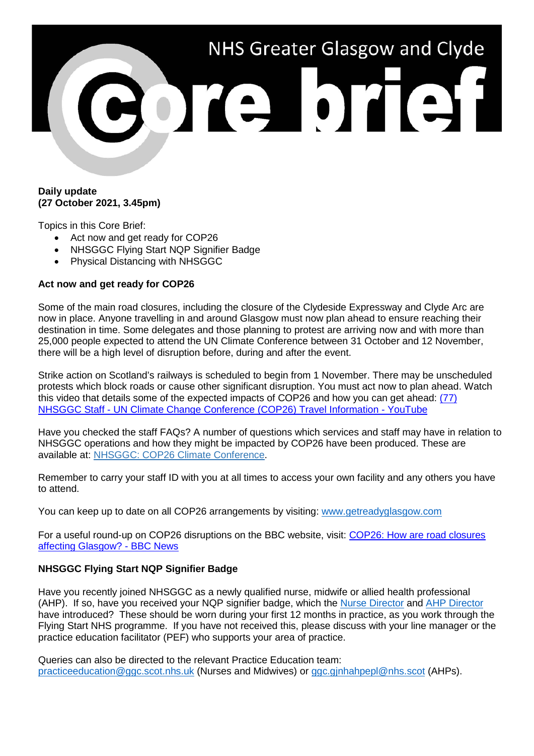# NHS Greater Glasgow and Clyde Core brief

**Daily update**
**(27 October 2021, 3.45pm)**

Topics in this Core Brief:

- Act now and get ready for COP26
- NHSGGC Flying Start NQP Signifier Badge
- Physical Distancing with NHSGGC

## Act now and get ready for COP26

Some of the main road closures, including the closure of the Clydeside Expressway and Clyde Arc are now in place. Anyone travelling in and around Glasgow must now plan ahead to ensure reaching their destination in time. Some delegates and those planning to protest are arriving now and with more than 25,000 people expected to attend the UN Climate Conference between 31 October and 12 November, there will be a high level of disruption before, during and after the event.

Strike action on Scotland's railways is scheduled to begin from 1 November. There may be unscheduled protests which block roads or cause other significant disruption. You must act now to plan ahead. Watch this video that details some of the expected impacts of COP26 and how you can get ahead: (77) NHSGGC Staff - UN Climate Change Conference (COP26) Travel Information - YouTube

Have you checked the staff FAQs? A number of questions which services and staff may have in relation to NHSGGC operations and how they might be impacted by COP26 have been produced. These are available at: NHSGGC: COP26 Climate Conference.

Remember to carry your staff ID with you at all times to access your own facility and any others you have to attend.

You can keep up to date on all COP26 arrangements by visiting: www.getreadyglasgow.com

For a useful round-up on COP26 disruptions on the BBC website, visit: COP26: How are road closures affecting Glasgow? - BBC News

## NHSGGC Flying Start NQP Signifier Badge

Have you recently joined NHSGGC as a newly qualified nurse, midwife or allied health professional (AHP). If so, have you received your NQP signifier badge, which the Nurse Director and AHP Director have introduced? These should be worn during your first 12 months in practice, as you work through the Flying Start NHS programme. If you have not received this, please discuss with your line manager or the practice education facilitator (PEF) who supports your area of practice.

Queries can also be directed to the relevant Practice Education team: practiceeducation@ggc.scot.nhs.uk (Nurses and Midwives) or ggc.gjnhahpepl@nhs.scot (AHPs).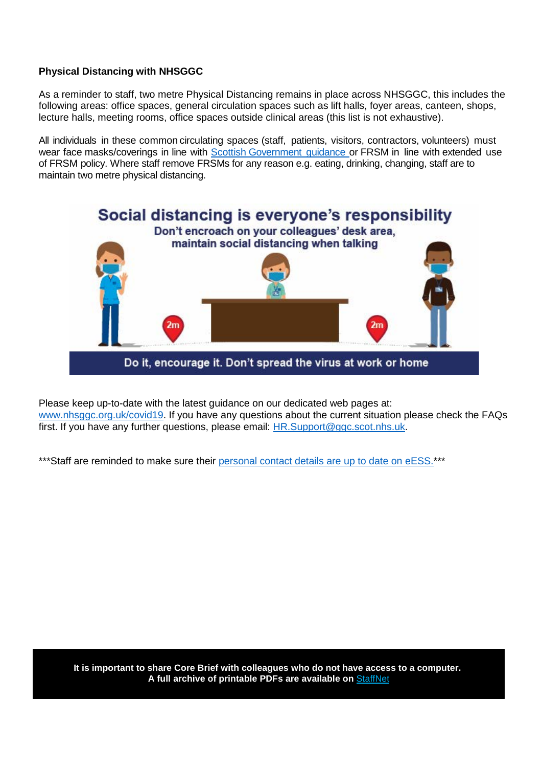**Physical Distancing with NHSGGC**

As a reminder to staff, two metre Physical Distancing remains in place across NHSGGC, this includes the following areas: office spaces, general circulation spaces such as lift halls, foyer areas, canteen, shops, lecture halls, meeting rooms, office spaces outside clinical areas (this list is not exhaustive).

All individuals in these common circulating spaces (staff, patients, visitors, contractors, volunteers) must wear face masks/coverings in line with [Scottish Government guidance](#) or FRSM in line with extended use of FRSM policy. Where staff remove FRSMs for any reason e.g. eating, drinking, changing, staff are to maintain two metre physical distancing.

Social distancing is everyone's responsibility

Don't encroach on your colleagues' desk area, maintain social distancing when talking

2m

2m

Do it, encourage it. Don't spread the virus at work or home

Please keep up-to-date with the latest guidance on our dedicated web pages at: [www.nhsggc.org.uk/covid19](http://www.nhsggc.org.uk/covid19). If you have any questions about the current situation please check the FAQs first. If you have any further questions, please email: [HR.Support@ggc.scot.nhs.uk](mailto:HR.Support@ggc.scot.nhs.uk).

***Staff are reminded to make sure their [personal contact details are up to date on eESS.](#)***

**It is important to share Core Brief with colleagues who do not have access to a computer.**
**A full archive of printable PDFs are available on [StaffNet](#)**